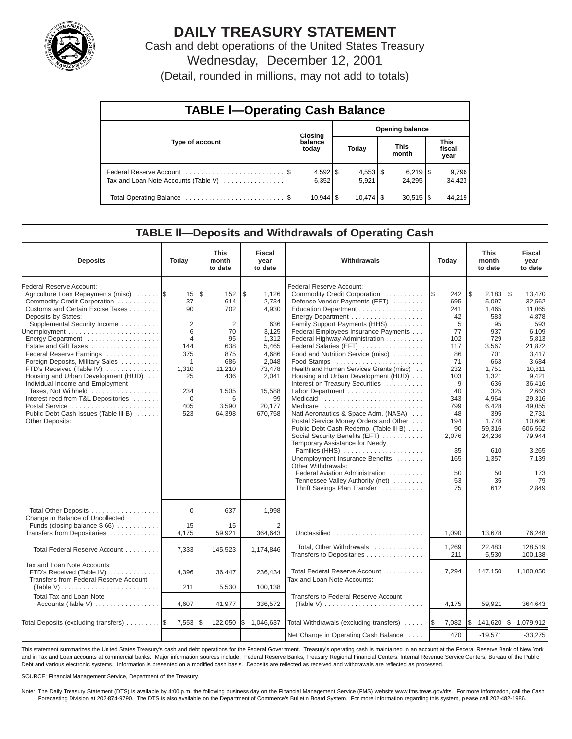# DAILY TREASURY STATEMENT

Cash and debt operations of the United States Treasury

Wednesday, December 12, 2001

(Detail, rounded in millions, may not add to totals)

## TABLE I—Operating Cash Balance

| Type of account | Closing balance today | Opening balance Today | Opening balance This month | Opening balance This fiscal year |
|---|---|---|---|---|
| Federal Reserve Account | $ 4,592 | $ 4,553 | $ 6,219 | $ 9,796 |
| Tax and Loan Note Accounts (Table V) | 6,352 | 5,921 | 24,295 | 34,423 |
| Total Operating Balance | $ 10,944 | $ 10,474 | $ 30,515 | $ 44,219 |

## TABLE II—Deposits and Withdrawals of Operating Cash

| Deposits | Today | This month to date | Fiscal year to date | Withdrawals | Today | This month to date | Fiscal year to date |
|---|---|---|---|---|---|---|---|
| Federal Reserve Account: | | | | Federal Reserve Account: | | | |
| Agriculture Loan Repayments (misc) | $ 15 | $ 152 | $ 1,126 | Commodity Credit Corporation | $ 242 | $ 2,183 | $ 13,470 |
| Commodity Credit Corporation | 37 | 614 | 2,734 | Defense Vendor Payments (EFT) | 695 | 5,097 | 32,562 |
| Customs and Certain Excise Taxes | 90 | 702 | 4,930 | Education Department | 241 | 1,465 | 11,065 |
| Deposits by States: | | | | Energy Department | 42 | 583 | 4,878 |
| Supplemental Security Income | 2 | 2 | 636 | Family Support Payments (HHS) | 5 | 95 | 593 |
| Unemployment | 6 | 70 | 3,125 | Federal Employees Insurance Payments | 77 | 937 | 6,109 |
| Energy Department | 4 | 95 | 1,312 | Federal Highway Administration | 102 | 729 | 5,813 |
| Estate and Gift Taxes | 144 | 638 | 5,465 | Federal Salaries (EFT) | 117 | 3,567 | 21,872 |
| Federal Reserve Earnings | 375 | 875 | 4,686 | Food and Nutrition Service (misc) | 86 | 701 | 3,417 |
| Foreign Deposits, Military Sales | 1 | 686 | 2,048 | Food Stamps | 71 | 663 | 3,684 |
| FTD's Received (Table IV) | 1,310 | 11,210 | 73,478 | Health and Human Services Grants (misc) | 232 | 1,751 | 10,811 |
| Housing and Urban Development (HUD) | 25 | 436 | 2,041 | Housing and Urban Development (HUD) | 103 | 1,321 | 9,421 |
| Individual Income and Employment | | | | Interest on Treasury Securities | 9 | 636 | 36,416 |
| Taxes, Not Withheld | 234 | 1,505 | 15,588 | Labor Department | 40 | 325 | 2,663 |
| Interest recd from T&L Depositories | 0 | 6 | 99 | Medicaid | 343 | 4,964 | 29,316 |
| Postal Service | 405 | 3,590 | 20,177 | Medicare | 799 | 6,428 | 49,055 |
| Public Debt Cash Issues (Table III-B) | 523 | 64,398 | 670,758 | Natl Aeronautics & Space Adm. (NASA) | 48 | 395 | 2,731 |
| Other Deposits: | | | | Postal Service Money Orders and Other | 194 | 1,778 | 10,606 |
| | | | | Public Debt Cash Redemp. (Table III-B) | 90 | 59,316 | 606,562 |
| | | | | Social Security Benefits (EFT) | 2,076 | 24,236 | 79,944 |
| | | | | Temporary Assistance for Needy Families (HHS) | 35 | 610 | 3,265 |
| | | | | Unemployment Insurance Benefits | 165 | 1,357 | 7,139 |
| | | | | Other Withdrawals: | | | |
| | | | | Federal Aviation Administration | 50 | 50 | 173 |
| | | | | Tennessee Valley Authority (net) | 53 | 35 | -79 |
| | | | | Thrift Savings Plan Transfer | 75 | 612 | 2,849 |
| Total Other Deposits | 0 | 637 | 1,998 | | | | |
| Change in Balance of Uncollected Funds (closing balance $ 66) | -15 | -15 | 2 | | | | |
| Transfers from Depositaries | 4,175 | 59,921 | 364,643 | Unclassified | 1,090 | 13,678 | 76,248 |
| Total Federal Reserve Account | 7,333 | 145,523 | 1,174,846 | Total, Other Withdrawals | 1,269 | 22,483 | 128,519 |
| | | | | Transfers to Depositaries | 211 | 5,530 | 100,138 |
| Tax and Loan Note Accounts: | | | | | | | |
| FTD's Received (Table IV) | 4,396 | 36,447 | 236,434 | Total Federal Reserve Account | 7,294 | 147,150 | 1,180,050 |
| Transfers from Federal Reserve Account (Table V) | 211 | 5,530 | 100,138 | Tax and Loan Note Accounts: | | | |
| Total Tax and Loan Note Accounts (Table V) | 4,607 | 41,977 | 336,572 | Transfers to Federal Reserve Account (Table V) | 4,175 | 59,921 | 364,643 |
| Total Deposits (excluding transfers) | $ 7,553 | $ 122,050 | $ 1,046,637 | Total Withdrawals (excluding transfers) | $ 7,082 | $ 141,620 | $ 1,079,912 |
| | | | | Net Change in Operating Cash Balance | 470 | -19,571 | -33,275 |

This statement summarizes the United States Treasury's cash and debt operations for the Federal Government. Treasury's operating cash is maintained in an account at the Federal Reserve Bank of New York and in Tax and Loan accounts at commercial banks. Major information sources include: Federal Reserve Banks, Treasury Regional Financial Centers, Internal Revenue Service Centers, Bureau of the Public Debt and various electronic systems. Information is presented on a modified cash basis. Deposits are reflected as received and withdrawals are reflected as processed.

SOURCE: Financial Management Service, Department of the Treasury.

Note: The Daily Treasury Statement (DTS) is available by 4:00 p.m. the following business day on the Financial Management Service (FMS) website www.fms.treas.gov/dts. For more information, call the Cash Forecasting Division at 202-874-9790. The DTS is also available on the Department of Commerce's Bulletin Board System. For more information regarding this system, please call 202-482-1986.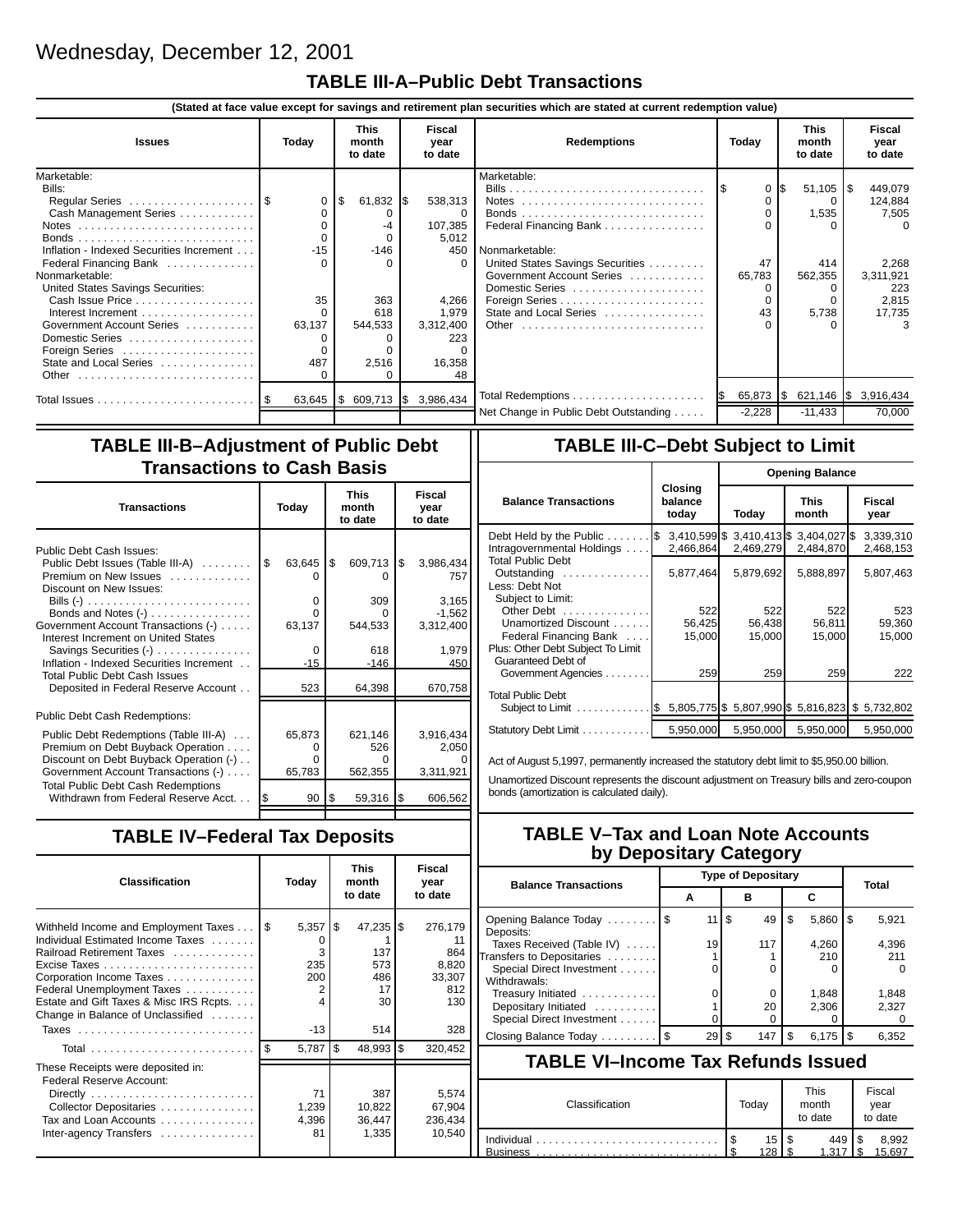Wednesday, December 12, 2001

## TABLE III-A–Public Debt Transactions

(Stated at face value except for savings and retirement plan securities which are stated at current redemption value)

| Issues | Today | This month to date | Fiscal year to date |
|---|---|---|---|
| Marketable: | | | |
| Bills: | | | |
| Regular Series | $ 0 | $ 61,832 | $ 538,313 |
| Cash Management Series | 0 | 0 | 0 |
| Notes | 0 | -4 | 107,385 |
| Bonds | 0 | 0 | 5,012 |
| Inflation - Indexed Securities Increment | -15 | -146 | 450 |
| Federal Financing Bank | 0 | 0 | 0 |
| Nonmarketable: | | | |
| United States Savings Securities: | | | |
| Cash Issue Price | 35 | 363 | 4,266 |
| Interest Increment | 0 | 618 | 1,979 |
| Government Account Series | 63,137 | 544,533 | 3,312,400 |
| Domestic Series | 0 | 0 | 223 |
| Foreign Series | 0 | 0 | 0 |
| State and Local Series | 487 | 2,516 | 16,358 |
| Other | 0 | 0 | 48 |
| Total Issues | $ 63,645 | $ 609,713 | $ 3,986,434 |

| Redemptions | Today | This month to date | Fiscal year to date |
|---|---|---|---|
| Marketable: | | | |
| Bills | $ 0 | $ 51,105 | $ 449,079 |
| Notes | 0 | 0 | 124,884 |
| Bonds | 0 | 1,535 | 7,505 |
| Federal Financing Bank | 0 | 0 | 0 |
| Nonmarketable: | | | |
| United States Savings Securities | 47 | 414 | 2,268 |
| Government Account Series | 65,783 | 562,355 | 3,311,921 |
| Domestic Series | 0 | 0 | 223 |
| Foreign Series | 0 | 0 | 2,815 |
| State and Local Series | 43 | 5,738 | 17,735 |
| Other | 0 | 0 | 3 |
| Total Redemptions | $ 65,873 | $ 621,146 | $ 3,916,434 |
| Net Change in Public Debt Outstanding | -2,228 | -11,433 | 70,000 |

## TABLE III-B–Adjustment of Public Debt Transactions to Cash Basis

| Transactions | Today | This month to date | Fiscal year to date |
|---|---|---|---|
| Public Debt Cash Issues: | | | |
| Public Debt Issues (Table III-A) | $ 63,645 | $ 609,713 | $ 3,986,434 |
| Premium on New Issues | 0 | 0 | 757 |
| Discount on New Issues: | | | |
| Bills (-) | 0 | 309 | 3,165 |
| Bonds and Notes (-) | 0 | 0 | -1,562 |
| Government Account Transactions (-) | 63,137 | 544,533 | 3,312,400 |
| Interest Increment on United States Savings Securities (-) | 0 | 618 | 1,979 |
| Inflation - Indexed Securities Increment | -15 | -146 | 450 |
| Total Public Debt Cash Issues Deposited in Federal Reserve Account | 523 | 64,398 | 670,758 |
| Public Debt Cash Redemptions: | | | |
| Public Debt Redemptions (Table III-A) | 65,873 | 621,146 | 3,916,434 |
| Premium on Debt Buyback Operation | 0 | 526 | 2,050 |
| Discount on Debt Buyback Operation (-) | 0 | 0 | 0 |
| Government Account Transactions (-) | 65,783 | 562,355 | 3,311,921 |
| Total Public Debt Cash Redemptions Withdrawn from Federal Reserve Acct. | $ 90 | $ 59,316 | $ 606,562 |

## TABLE III-C–Debt Subject to Limit

| Balance Transactions | Closing balance today | Opening Balance | | |
|---|---|---|---|---|
| | | Today | This month | Fiscal year |
| Debt Held by the Public | $ 3,410,599 | $ 3,410,413 | $ 3,404,027 | $ 3,339,310 |
| Intragovernmental Holdings | 2,466,864 | 2,469,279 | 2,484,870 | 2,468,153 |
| Total Public Debt Outstanding | 5,877,464 | 5,879,692 | 5,888,897 | 5,807,463 |
| Less: Debt Not Subject to Limit: | | | | |
| Other Debt | 522 | 522 | 522 | 523 |
| Unamortized Discount | 56,425 | 56,438 | 56,811 | 59,360 |
| Federal Financing Bank | 15,000 | 15,000 | 15,000 | 15,000 |
| Plus: Other Debt Subject To Limit Guaranteed Debt of Government Agencies | 259 | 259 | 259 | 222 |
| Total Public Debt Subject to Limit | $ 5,805,775 | $ 5,807,990 | $ 5,816,823 | $ 5,732,802 |
| Statutory Debt Limit | 5,950,000 | 5,950,000 | 5,950,000 | 5,950,000 |

Act of August 5,1997, permanently increased the statutory debt limit to $5,950.00 billion.

Unamortized Discount represents the discount adjustment on Treasury bills and zero-coupon bonds (amortization is calculated daily).

## TABLE IV–Federal Tax Deposits

| Classification | Today | This month to date | Fiscal year to date |
|---|---|---|---|
| Withheld Income and Employment Taxes | $ 5,357 | $ 47,235 | $ 276,179 |
| Individual Estimated Income Taxes | 0 | 1 | 11 |
| Railroad Retirement Taxes | 3 | 137 | 864 |
| Excise Taxes | 235 | 573 | 8,820 |
| Corporation Income Taxes | 200 | 486 | 33,307 |
| Federal Unemployment Taxes | 2 | 17 | 812 |
| Estate and Gift Taxes & Misc IRS Rcpts. | 4 | 30 | 130 |
| Change in Balance of Unclassified Taxes | -13 | 514 | 328 |
| Total | $ 5,787 | $ 48,993 | $ 320,452 |
| These Receipts were deposited in: | | | |
| Federal Reserve Account: | | | |
| Directly | 71 | 387 | 5,574 |
| Collector Depositaries | 1,239 | 10,822 | 67,904 |
| Tax and Loan Accounts | 4,396 | 36,447 | 236,434 |
| Inter-agency Transfers | 81 | 1,335 | 10,540 |

## TABLE V–Tax and Loan Note Accounts by Depositary Category

| Balance Transactions | Type of Depositary | | | Total |
|---|---|---|---|---|
| | A | B | C | |
| Opening Balance Today | $ 11 | $ 49 | $ 5,860 | $ 5,921 |
| Deposits: | | | | |
| Taxes Received (Table IV) | 19 | 117 | 4,260 | 4,396 |
| Transfers to Depositaries | 1 | 1 | 210 | 211 |
| Special Direct Investment | 0 | 0 | 0 | 0 |
| Withdrawals: | | | | |
| Treasury Initiated | 0 | 0 | 1,848 | 1,848 |
| Depositary Initiated | 1 | 20 | 2,306 | 2,327 |
| Special Direct Investment | 0 | 0 | 0 | 0 |
| Closing Balance Today | $ 29 | $ 147 | $ 6,175 | $ 6,352 |

## TABLE VI–Income Tax Refunds Issued

| Classification | Today | This month to date | Fiscal year to date |
|---|---|---|---|
| Individual | $ 15 | $ 449 | $ 8,992 |
| Business | $ 128 | $ 1,317 | $ 15,697 |